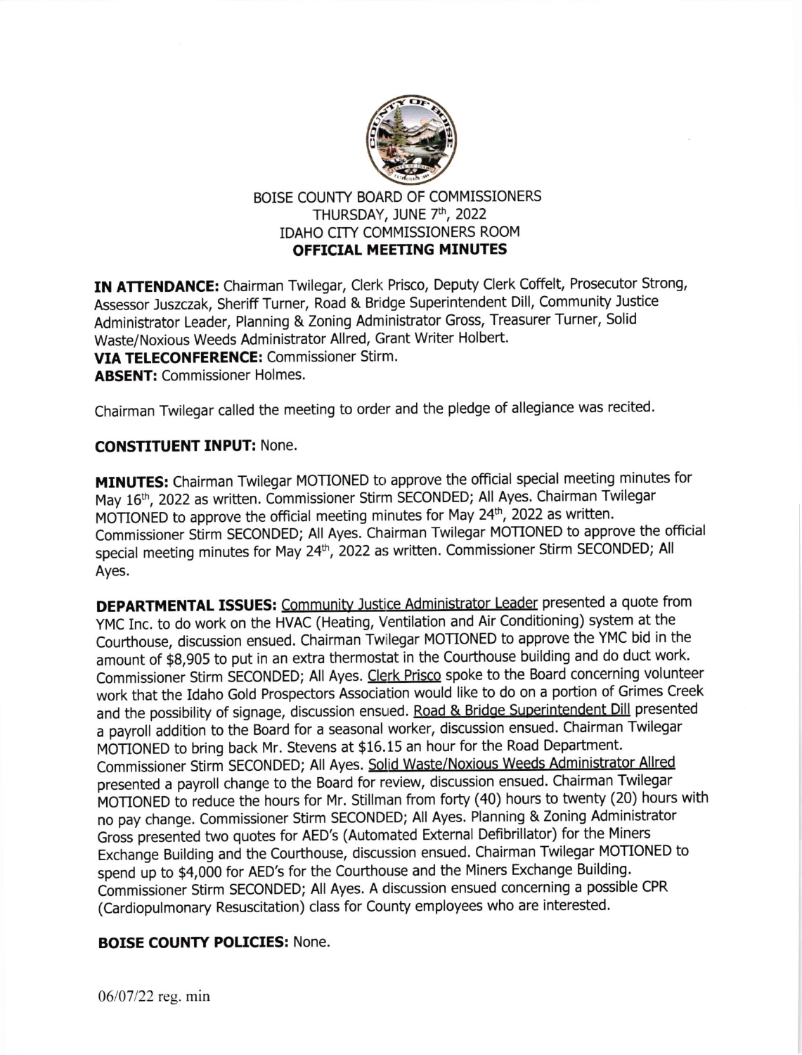BOISE COUNTY BOARD OF COMMISSIONERS
THURSDAY, JUNE 7th, 2022
IDAHO CITY COMMISSIONERS ROOM
**OFFICIAL MEETING MINUTES**

**IN ATTENDANCE:** Chairman Twilegar, Clerk Prisco, Deputy Clerk Coffelt, Prosecutor Strong, Assessor Juszczak, Sheriff Turner, Road & Bridge Superintendent Dill, Community Justice Administrator Leader, Planning & Zoning Administrator Gross, Treasurer Turner, Solid Waste/Noxious Weeds Administrator Allred, Grant Writer Holbert.
**VIA TELECONFERENCE:** Commissioner Stirm.
**ABSENT:** Commissioner Holmes.

Chairman Twilegar called the meeting to order and the pledge of allegiance was recited.

**CONSTITUENT INPUT:** None.

**MINUTES:** Chairman Twilegar MOTIONED to approve the official special meeting minutes for May 16th, 2022 as written. Commissioner Stirm SECONDED; All Ayes. Chairman Twilegar MOTIONED to approve the official meeting minutes for May 24th, 2022 as written. Commissioner Stirm SECONDED; All Ayes. Chairman Twilegar MOTIONED to approve the official special meeting minutes for May 24th, 2022 as written. Commissioner Stirm SECONDED; All Ayes.

**DEPARTMENTAL ISSUES:** Community Justice Administrator Leader presented a quote from YMC Inc. to do work on the HVAC (Heating, Ventilation and Air Conditioning) system at the Courthouse, discussion ensued. Chairman Twilegar MOTIONED to approve the YMC bid in the amount of $8,905 to put in an extra thermostat in the Courthouse building and do duct work. Commissioner Stirm SECONDED; All Ayes. Clerk Prisco spoke to the Board concerning volunteer work that the Idaho Gold Prospectors Association would like to do on a portion of Grimes Creek and the possibility of signage, discussion ensued. Road & Bridge Superintendent Dill presented a payroll addition to the Board for a seasonal worker, discussion ensued. Chairman Twilegar MOTIONED to bring back Mr. Stevens at $16.15 an hour for the Road Department. Commissioner Stirm SECONDED; All Ayes. Solid Waste/Noxious Weeds Administrator Allred presented a payroll change to the Board for review, discussion ensued. Chairman Twilegar MOTIONED to reduce the hours for Mr. Stillman from forty (40) hours to twenty (20) hours with no pay change. Commissioner Stirm SECONDED; All Ayes. Planning & Zoning Administrator Gross presented two quotes for AED's (Automated External Defibrillator) for the Miners Exchange Building and the Courthouse, discussion ensued. Chairman Twilegar MOTIONED to spend up to $4,000 for AED's for the Courthouse and the Miners Exchange Building. Commissioner Stirm SECONDED; All Ayes. A discussion ensued concerning a possible CPR (Cardiopulmonary Resuscitation) class for County employees who are interested.

**BOISE COUNTY POLICIES:** None.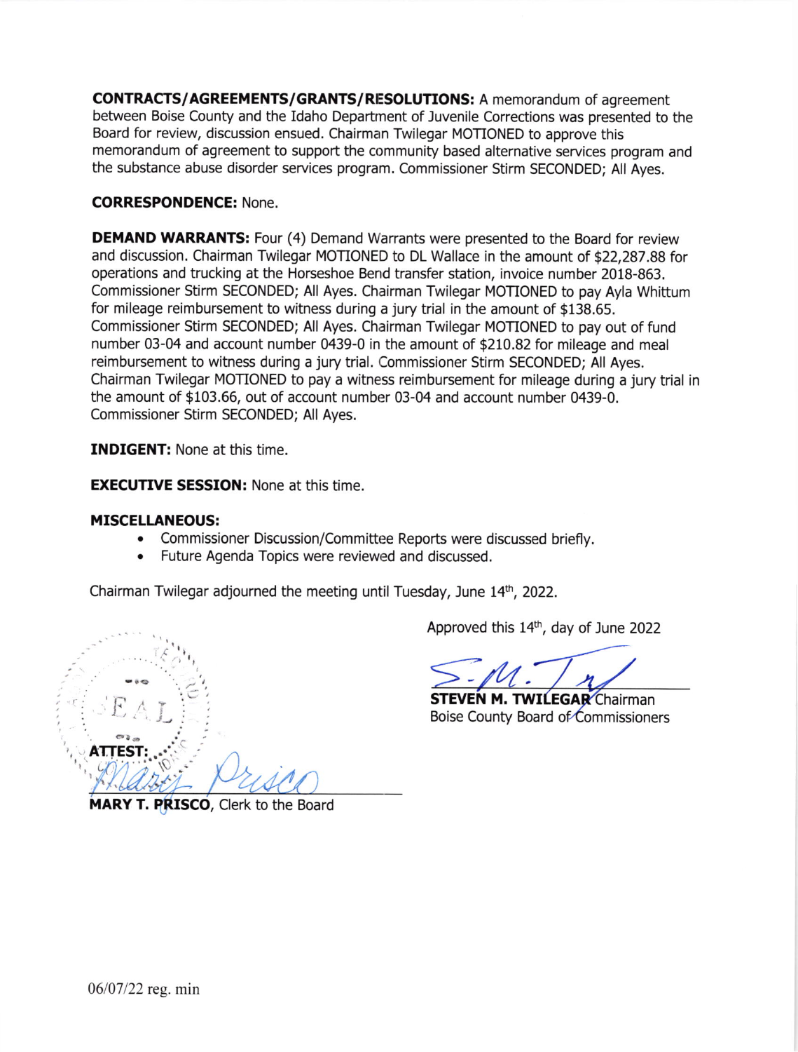**CONTRACTS/AGREEMENTS/GRANTS/RESOLUTIONS:** A memorandum of agreement between Boise County and the Idaho Department of Juvenile Corrections was presented to the Board for review, discussion ensued. Chairman Twilegar MOTIONED to approve this memorandum of agreement to support the community based alternative services program and the substance abuse disorder services program. Commissioner Stirm SECONDED; All Ayes.

**CORRESPONDENCE:** None.

**DEMAND WARRANTS:** Four (4) Demand Warrants were presented to the Board for review and discussion. Chairman Twilegar MOTIONED to DL Wallace in the amount of $22,287.88 for operations and trucking at the Horseshoe Bend transfer station, invoice number 2018-863. Commissioner Stirm SECONDED; All Ayes. Chairman Twilegar MOTIONED to pay Ayla Whittum for mileage reimbursement to witness during a jury trial in the amount of $138.65. Commissioner Stirm SECONDED; All Ayes. Chairman Twilegar MOTIONED to pay out of fund number 03-04 and account number 0439-0 in the amount of $210.82 for mileage and meal reimbursement to witness during a jury trial. Commissioner Stirm SECONDED; All Ayes. Chairman Twilegar MOTIONED to pay a witness reimbursement for mileage during a jury trial in the amount of $103.66, out of account number 03-04 and account number 0439-0. Commissioner Stirm SECONDED; All Ayes.

**INDIGENT:** None at this time.

**EXECUTIVE SESSION:** None at this time.

**MISCELLANEOUS:**

- Commissioner Discussion/Committee Reports were discussed briefly.
- Future Agenda Topics were reviewed and discussed.

Chairman Twilegar adjourned the meeting until Tuesday, June 14th, 2022.

Approved this 14th, day of June 2022

**STEVEN M. TWILEGAR** Chairman
Boise County Board of Commissioners

SEAL

**ATTEST:**

**MARY T. PRISCO**, Clerk to the Board

06/07/22 reg. min